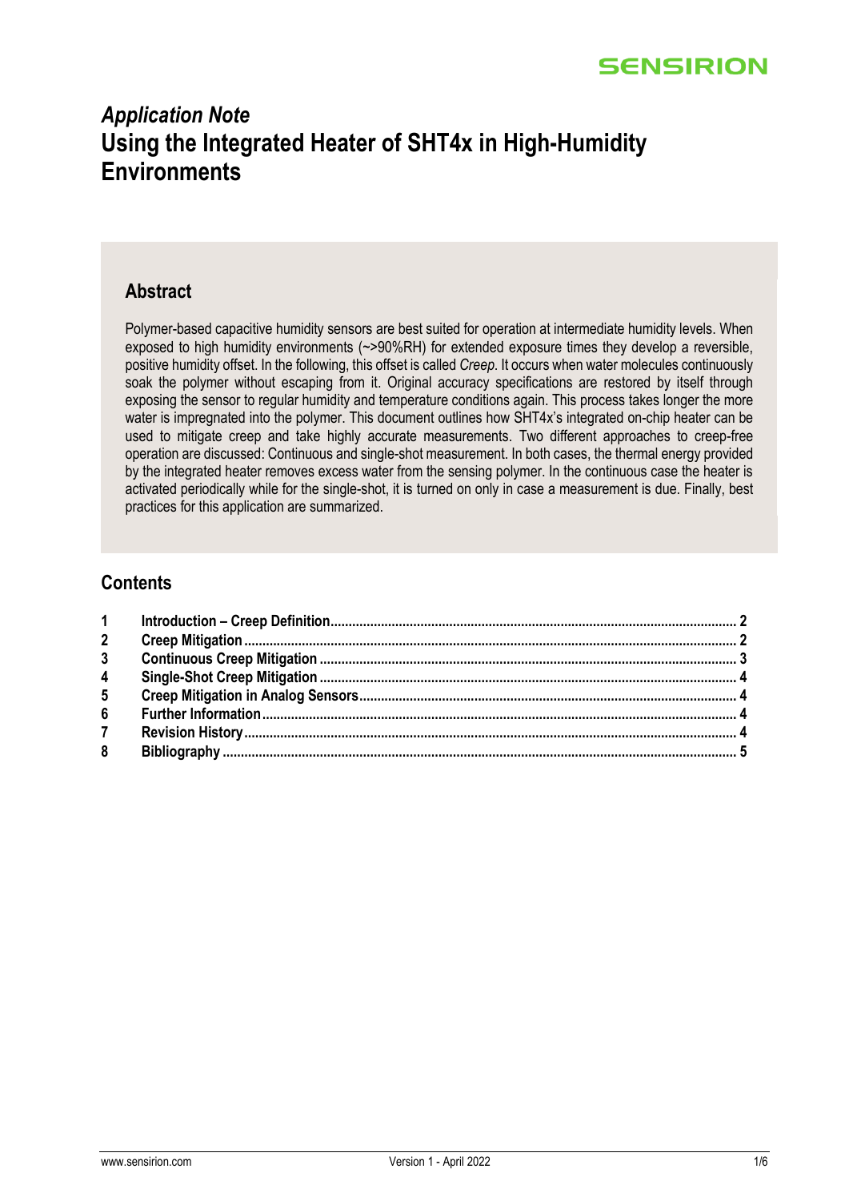# *Application Note*
# Using the Integrated Heater of SHT4x in High-Humidity Environments

## Abstract

Polymer-based capacitive humidity sensors are best suited for operation at intermediate humidity levels. When exposed to high humidity environments (~>90%RH) for extended exposure times they develop a reversible, positive humidity offset. In the following, this offset is called *Creep*. It occurs when water molecules continuously soak the polymer without escaping from it. Original accuracy specifications are restored by itself through exposing the sensor to regular humidity and temperature conditions again. This process takes longer the more water is impregnated into the polymer. This document outlines how SHT4x's integrated on-chip heater can be used to mitigate creep and take highly accurate measurements. Two different approaches to creep-free operation are discussed: Continuous and single-shot measurement. In both cases, the thermal energy provided by the integrated heater removes excess water from the sensing polymer. In the continuous case the heater is activated periodically while for the single-shot, it is turned on only in case a measurement is due. Finally, best practices for this application are summarized.

## Contents

| | | |
|---|---|---|
| **1** | **Introduction – Creep Definition** | **2** |
| **2** | **Creep Mitigation** | **2** |
| **3** | **Continuous Creep Mitigation** | **3** |
| **4** | **Single-Shot Creep Mitigation** | **4** |
| **5** | **Creep Mitigation in Analog Sensors** | **4** |
| **6** | **Further Information** | **4** |
| **7** | **Revision History** | **4** |
| **8** | **Bibliography** | **5** |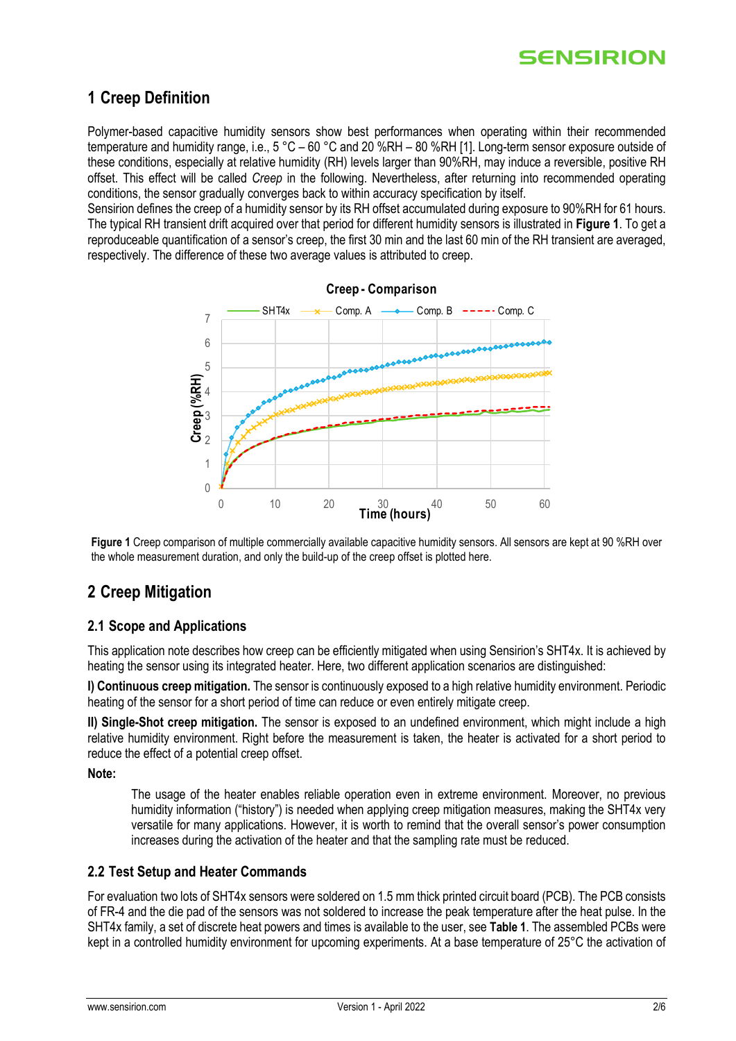## 1 Creep Definition

Polymer-based capacitive humidity sensors show best performances when operating within their recommended temperature and humidity range, i.e., 5 °C – 60 °C and 20 %RH – 80 %RH [1]. Long-term sensor exposure outside of these conditions, especially at relative humidity (RH) levels larger than 90%RH, may induce a reversible, positive RH offset. This effect will be called *Creep* in the following. Nevertheless, after returning into recommended operating conditions, the sensor gradually converges back to within accuracy specification by itself.
Sensirion defines the creep of a humidity sensor by its RH offset accumulated during exposure to 90%RH for 61 hours. The typical RH transient drift acquired over that period for different humidity sensors is illustrated in **Figure 1**. To get a reproduceable quantification of a sensor's creep, the first 30 min and the last 60 min of the RH transient are averaged, respectively. The difference of these two average values is attributed to creep.

**Figure 1** Creep comparison of multiple commercially available capacitive humidity sensors. All sensors are kept at 90 %RH over the whole measurement duration, and only the build-up of the creep offset is plotted here.

## 2 Creep Mitigation

### 2.1 Scope and Applications

This application note describes how creep can be efficiently mitigated when using Sensirion's SHT4x. It is achieved by heating the sensor using its integrated heater. Here, two different application scenarios are distinguished:

**I) Continuous creep mitigation.** The sensor is continuously exposed to a high relative humidity environment. Periodic heating of the sensor for a short period of time can reduce or even entirely mitigate creep.

**II) Single-Shot creep mitigation.** The sensor is exposed to an undefined environment, which might include a high relative humidity environment. Right before the measurement is taken, the heater is activated for a short period to reduce the effect of a potential creep offset.

**Note:**

> The usage of the heater enables reliable operation even in extreme environment. Moreover, no previous humidity information ("history") is needed when applying creep mitigation measures, making the SHT4x very versatile for many applications. However, it is worth to remind that the overall sensor's power consumption increases during the activation of the heater and that the sampling rate must be reduced.

### 2.2 Test Setup and Heater Commands

For evaluation two lots of SHT4x sensors were soldered on 1.5 mm thick printed circuit board (PCB). The PCB consists of FR-4 and the die pad of the sensors was not soldered to increase the peak temperature after the heat pulse. In the SHT4x family, a set of discrete heat powers and times is available to the user, see **Table 1**. The assembled PCBs were kept in a controlled humidity environment for upcoming experiments. At a base temperature of 25°C the activation of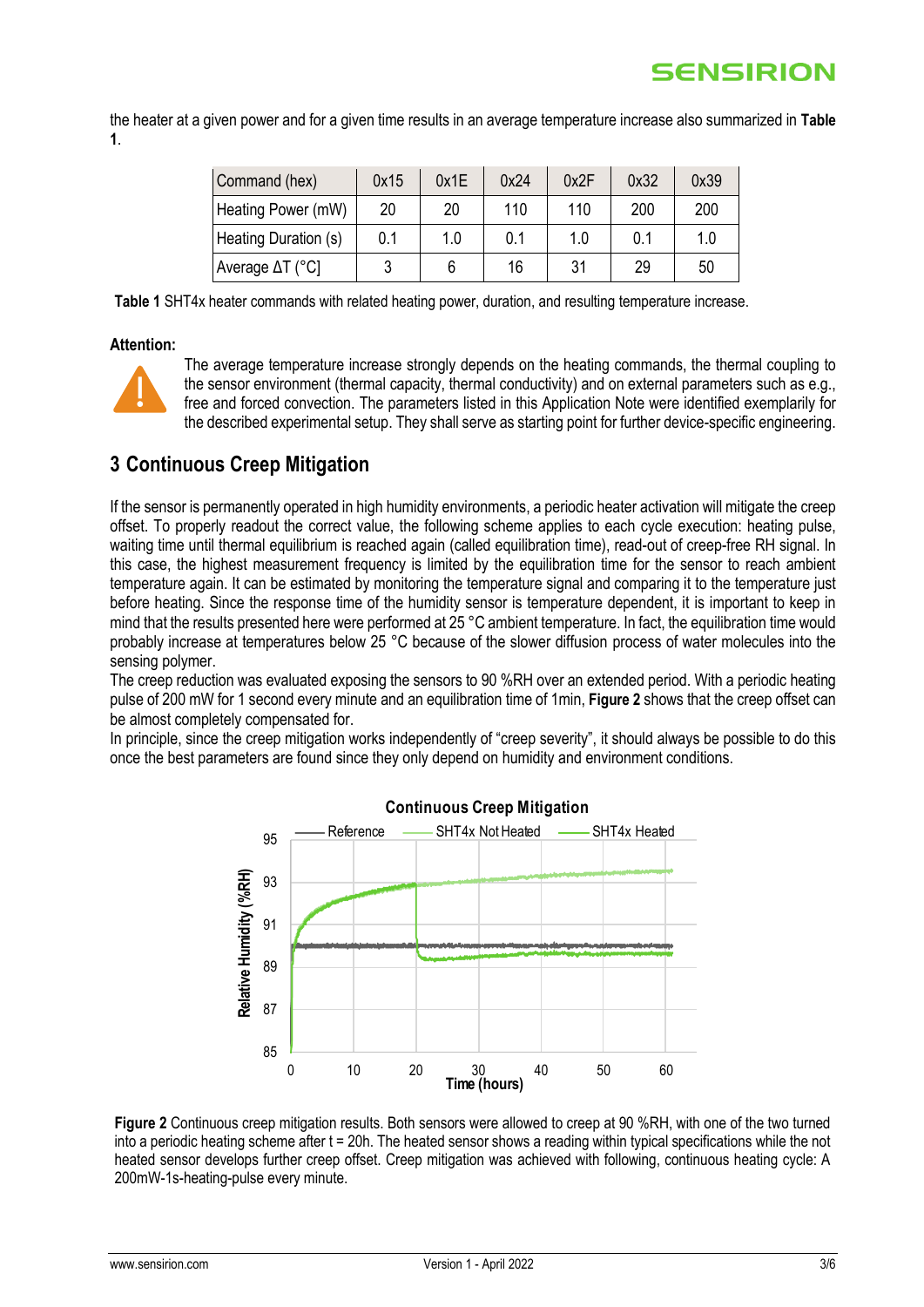the heater at a given power and for a given time results in an average temperature increase also summarized in **Table 1**.

| Command (hex) | 0x15 | 0x1E | 0x24 | 0x2F | 0x32 | 0x39 |
|---|---|---|---|---|---|---|
| Heating Power (mW) | 20 | 20 | 110 | 110 | 200 | 200 |
| Heating Duration (s) | 0.1 | 1.0 | 0.1 | 1.0 | 0.1 | 1.0 |
| Average ΔT (°C] | 3 | 6 | 16 | 31 | 29 | 50 |

**Table 1** SHT4x heater commands with related heating power, duration, and resulting temperature increase.

**Attention:**

The average temperature increase strongly depends on the heating commands, the thermal coupling to the sensor environment (thermal capacity, thermal conductivity) and on external parameters such as e.g., free and forced convection. The parameters listed in this Application Note were identified exemplarily for the described experimental setup. They shall serve as starting point for further device-specific engineering.

## 3 Continuous Creep Mitigation

If the sensor is permanently operated in high humidity environments, a periodic heater activation will mitigate the creep offset. To properly readout the correct value, the following scheme applies to each cycle execution: heating pulse, waiting time until thermal equilibrium is reached again (called equilibration time), read-out of creep-free RH signal. In this case, the highest measurement frequency is limited by the equilibration time for the sensor to reach ambient temperature again. It can be estimated by monitoring the temperature signal and comparing it to the temperature just before heating. Since the response time of the humidity sensor is temperature dependent, it is important to keep in mind that the results presented here were performed at 25 °C ambient temperature. In fact, the equilibration time would probably increase at temperatures below 25 °C because of the slower diffusion process of water molecules into the sensing polymer.

The creep reduction was evaluated exposing the sensors to 90 %RH over an extended period. With a periodic heating pulse of 200 mW for 1 second every minute and an equilibration time of 1min, **Figure 2** shows that the creep offset can be almost completely compensated for.

In principle, since the creep mitigation works independently of "creep severity", it should always be possible to do this once the best parameters are found since they only depend on humidity and environment conditions.

**Figure 2** Continuous creep mitigation results. Both sensors were allowed to creep at 90 %RH, with one of the two turned into a periodic heating scheme after t = 20h. The heated sensor shows a reading within typical specifications while the not heated sensor develops further creep offset. Creep mitigation was achieved with following, continuous heating cycle: A 200mW-1s-heating-pulse every minute.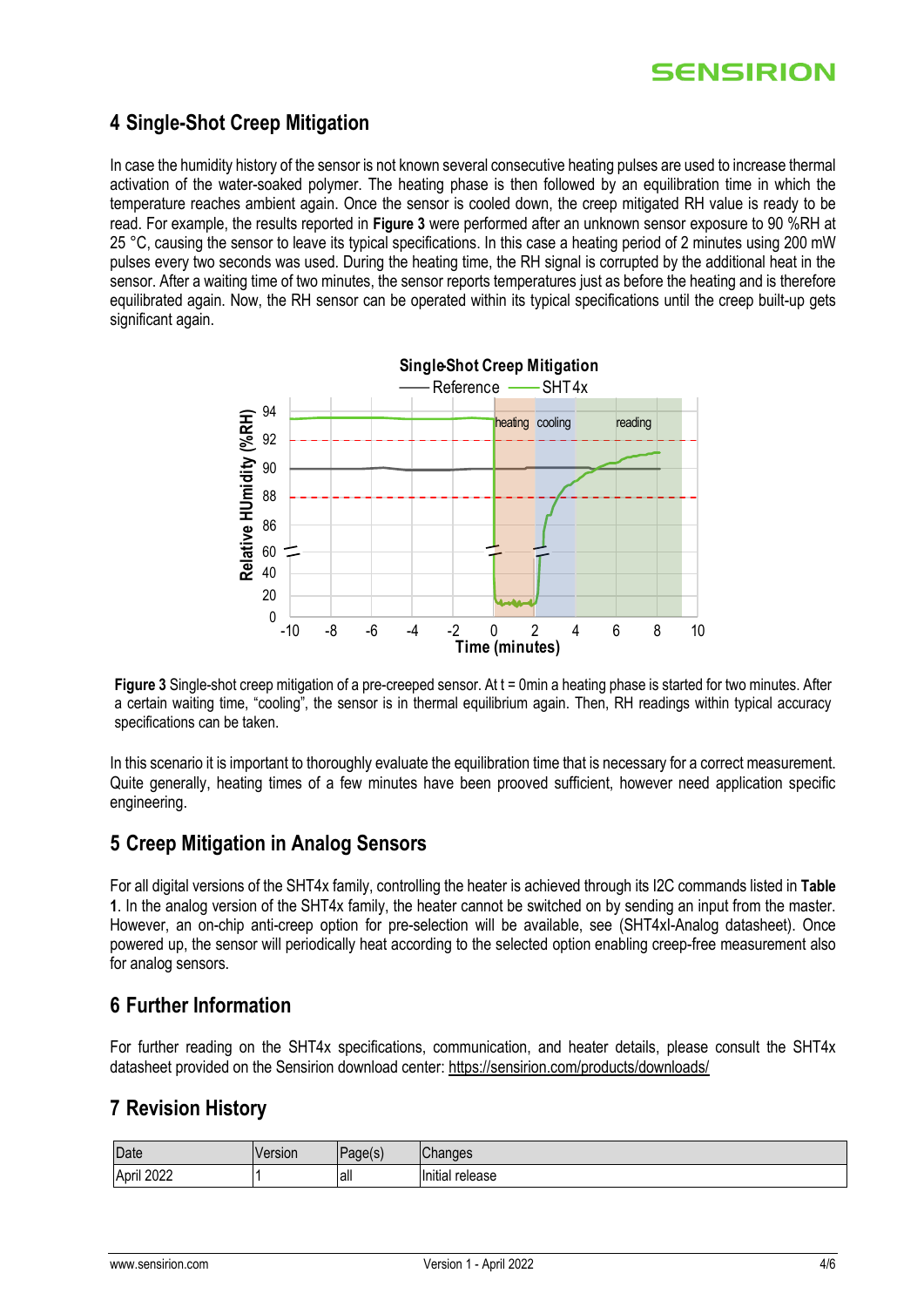## 4 Single-Shot Creep Mitigation

In case the humidity history of the sensor is not known several consecutive heating pulses are used to increase thermal activation of the water-soaked polymer. The heating phase is then followed by an equilibration time in which the temperature reaches ambient again. Once the sensor is cooled down, the creep mitigated RH value is ready to be read. For example, the results reported in **Figure 3** were performed after an unknown sensor exposure to 90 %RH at 25 °C, causing the sensor to leave its typical specifications. In this case a heating period of 2 minutes using 200 mW pulses every two seconds was used. During the heating time, the RH signal is corrupted by the additional heat in the sensor. After a waiting time of two minutes, the sensor reports temperatures just as before the heating and is therefore equilibrated again. Now, the RH sensor can be operated within its typical specifications until the creep built-up gets significant again.

**Figure 3** Single-shot creep mitigation of a pre-creeped sensor. At t = 0min a heating phase is started for two minutes. After a certain waiting time, "cooling", the sensor is in thermal equilibrium again. Then, RH readings within typical accuracy specifications can be taken.

In this scenario it is important to thoroughly evaluate the equilibration time that is necessary for a correct measurement. Quite generally, heating times of a few minutes have been prooved sufficient, however need application specific engineering.

## 5 Creep Mitigation in Analog Sensors

For all digital versions of the SHT4x family, controlling the heater is achieved through its I2C commands listed in **Table 1**. In the analog version of the SHT4x family, the heater cannot be switched on by sending an input from the master. However, an on-chip anti-creep option for pre-selection will be available, see (SHT4xI-Analog datasheet). Once powered up, the sensor will periodically heat according to the selected option enabling creep-free measurement also for analog sensors.

## 6 Further Information

For further reading on the SHT4x specifications, communication, and heater details, please consult the SHT4x datasheet provided on the Sensirion download center: https://sensirion.com/products/downloads/

## 7 Revision History

| Date | Version | Page(s) | Changes |
|---|---|---|---|
| April 2022 | 1 | all | Initial release |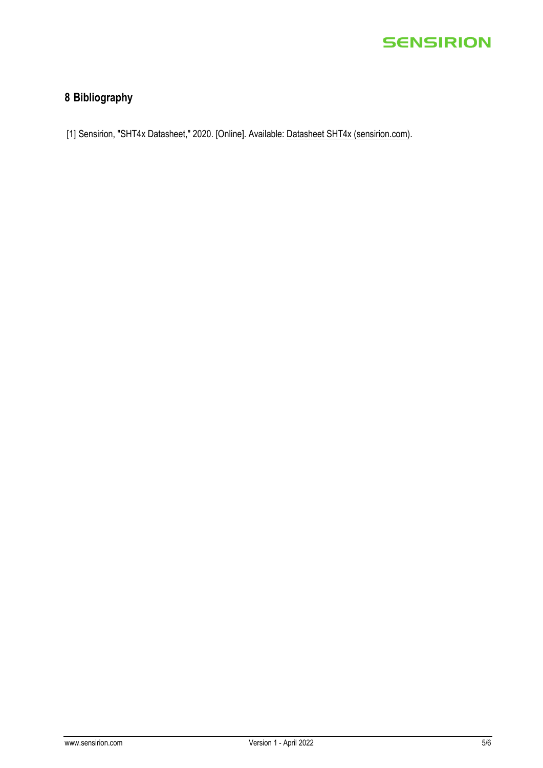## 8 Bibliography

[1] Sensirion, "SHT4x Datasheet," 2020. [Online]. Available: Datasheet SHT4x (sensirion.com).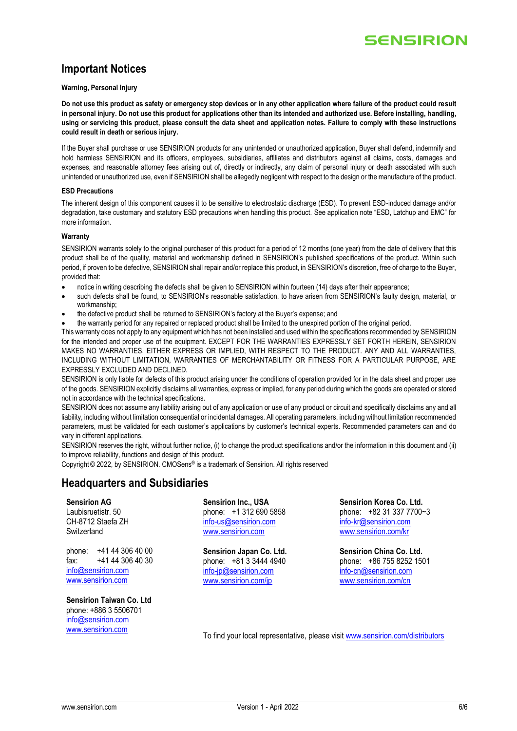## Important Notices

**Warning, Personal Injury**

**Do not use this product as safety or emergency stop devices or in any other application where failure of the product could result in personal injury. Do not use this product for applications other than its intended and authorized use. Before installing, handling, using or servicing this product, please consult the data sheet and application notes. Failure to comply with these instructions could result in death or serious injury.**

If the Buyer shall purchase or use SENSIRION products for any unintended or unauthorized application, Buyer shall defend, indemnify and hold harmless SENSIRION and its officers, employees, subsidiaries, affiliates and distributors against all claims, costs, damages and expenses, and reasonable attorney fees arising out of, directly or indirectly, any claim of personal injury or death associated with such unintended or unauthorized use, even if SENSIRION shall be allegedly negligent with respect to the design or the manufacture of the product.

**ESD Precautions**

The inherent design of this component causes it to be sensitive to electrostatic discharge (ESD). To prevent ESD-induced damage and/or degradation, take customary and statutory ESD precautions when handling this product. See application note "ESD, Latchup and EMC" for more information.

**Warranty**

SENSIRION warrants solely to the original purchaser of this product for a period of 12 months (one year) from the date of delivery that this product shall be of the quality, material and workmanship defined in SENSIRION's published specifications of the product. Within such period, if proven to be defective, SENSIRION shall repair and/or replace this product, in SENSIRION's discretion, free of charge to the Buyer, provided that:

- notice in writing describing the defects shall be given to SENSIRION within fourteen (14) days after their appearance;
- such defects shall be found, to SENSIRION's reasonable satisfaction, to have arisen from SENSIRION's faulty design, material, or workmanship;
- the defective product shall be returned to SENSIRION's factory at the Buyer's expense; and
- the warranty period for any repaired or replaced product shall be limited to the unexpired portion of the original period.

This warranty does not apply to any equipment which has not been installed and used within the specifications recommended by SENSIRION for the intended and proper use of the equipment. EXCEPT FOR THE WARRANTIES EXPRESSLY SET FORTH HEREIN, SENSIRION MAKES NO WARRANTIES, EITHER EXPRESS OR IMPLIED, WITH RESPECT TO THE PRODUCT. ANY AND ALL WARRANTIES, INCLUDING WITHOUT LIMITATION, WARRANTIES OF MERCHANTABILITY OR FITNESS FOR A PARTICULAR PURPOSE, ARE EXPRESSLY EXCLUDED AND DECLINED.

SENSIRION is only liable for defects of this product arising under the conditions of operation provided for in the data sheet and proper use of the goods. SENSIRION explicitly disclaims all warranties, express or implied, for any period during which the goods are operated or stored not in accordance with the technical specifications.

SENSIRION does not assume any liability arising out of any application or use of any product or circuit and specifically disclaims any and all liability, including without limitation consequential or incidental damages. All operating parameters, including without limitation recommended parameters, must be validated for each customer's applications by customer's technical experts. Recommended parameters can and do vary in different applications.

SENSIRION reserves the right, without further notice, (i) to change the product specifications and/or the information in this document and (ii) to improve reliability, functions and design of this product.

Copyright © 2022, by SENSIRION. CMOSens® is a trademark of Sensirion. All rights reserved

## Headquarters and Subsidiaries

**Sensirion AG**
Laubisruetistr. 50
CH-8712 Staefa ZH
Switzerland

phone: +41 44 306 40 00
fax: +41 44 306 40 30
info@sensirion.com
www.sensirion.com

**Sensirion Taiwan Co. Ltd**
phone: +886 3 5506701
info@sensirion.com
www.sensirion.com

**Sensirion Inc., USA**
phone: +1 312 690 5858
info-us@sensirion.com
www.sensirion.com

**Sensirion Japan Co. Ltd.**
phone: +81 3 3444 4940
info-jp@sensirion.com
www.sensirion.com/jp

**Sensirion Korea Co. Ltd.**
phone: +82 31 337 7700~3
info-kr@sensirion.com
www.sensirion.com/kr

**Sensirion China Co. Ltd.**
phone: +86 755 8252 1501
info-cn@sensirion.com
www.sensirion.com/cn

To find your local representative, please visit www.sensirion.com/distributors